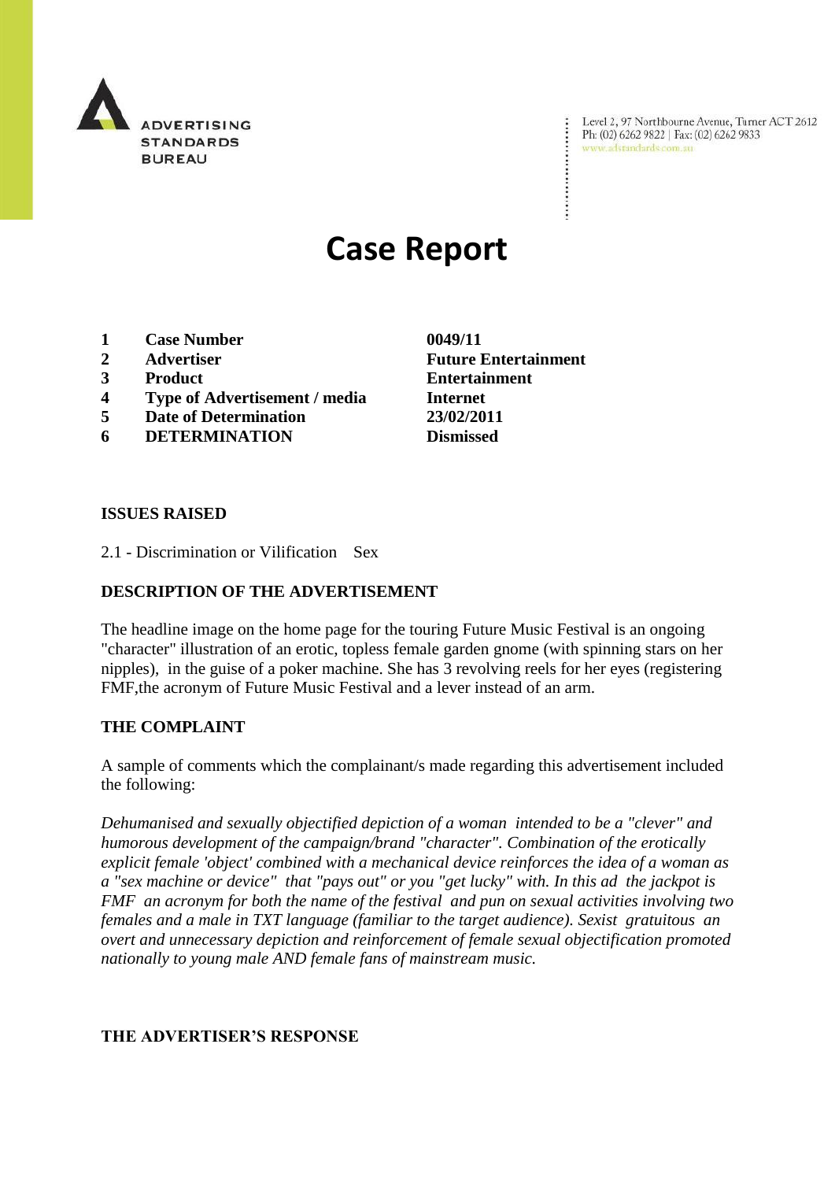ADVERTISING STANDARDS BUREAU

Level 2, 97 Northbourne Avenue, Turner ACT 2612
Ph: (02) 6262 9822 | Fax: (02) 6262 9833
www.adstandards.com.au

# Case Report

| | | |
|---|---|---|
| 1 | **Case Number** | **0049/11** |
| 2 | **Advertiser** | **Future Entertainment** |
| 3 | **Product** | **Entertainment** |
| 4 | **Type of Advertisement / media** | **Internet** |
| 5 | **Date of Determination** | **23/02/2011** |
| 6 | **DETERMINATION** | **Dismissed** |

**ISSUES RAISED**

2.1 - Discrimination or Vilification Sex

**DESCRIPTION OF THE ADVERTISEMENT**

The headline image on the home page for the touring Future Music Festival is an ongoing "character" illustration of an erotic, topless female garden gnome (with spinning stars on her nipples), in the guise of a poker machine. She has 3 revolving reels for her eyes (registering FMF,the acronym of Future Music Festival and a lever instead of an arm.

**THE COMPLAINT**

A sample of comments which the complainant/s made regarding this advertisement included the following:

*Dehumanised and sexually objectified depiction of a woman intended to be a "clever" and humorous development of the campaign/brand "character". Combination of the erotically explicit female 'object' combined with a mechanical device reinforces the idea of a woman as a "sex machine or device" that "pays out" or you "get lucky" with. In this ad the jackpot is FMF an acronym for both the name of the festival and pun on sexual activities involving two females and a male in TXT language (familiar to the target audience). Sexist gratuitous an overt and unnecessary depiction and reinforcement of female sexual objectification promoted nationally to young male AND female fans of mainstream music.*

**THE ADVERTISER'S RESPONSE**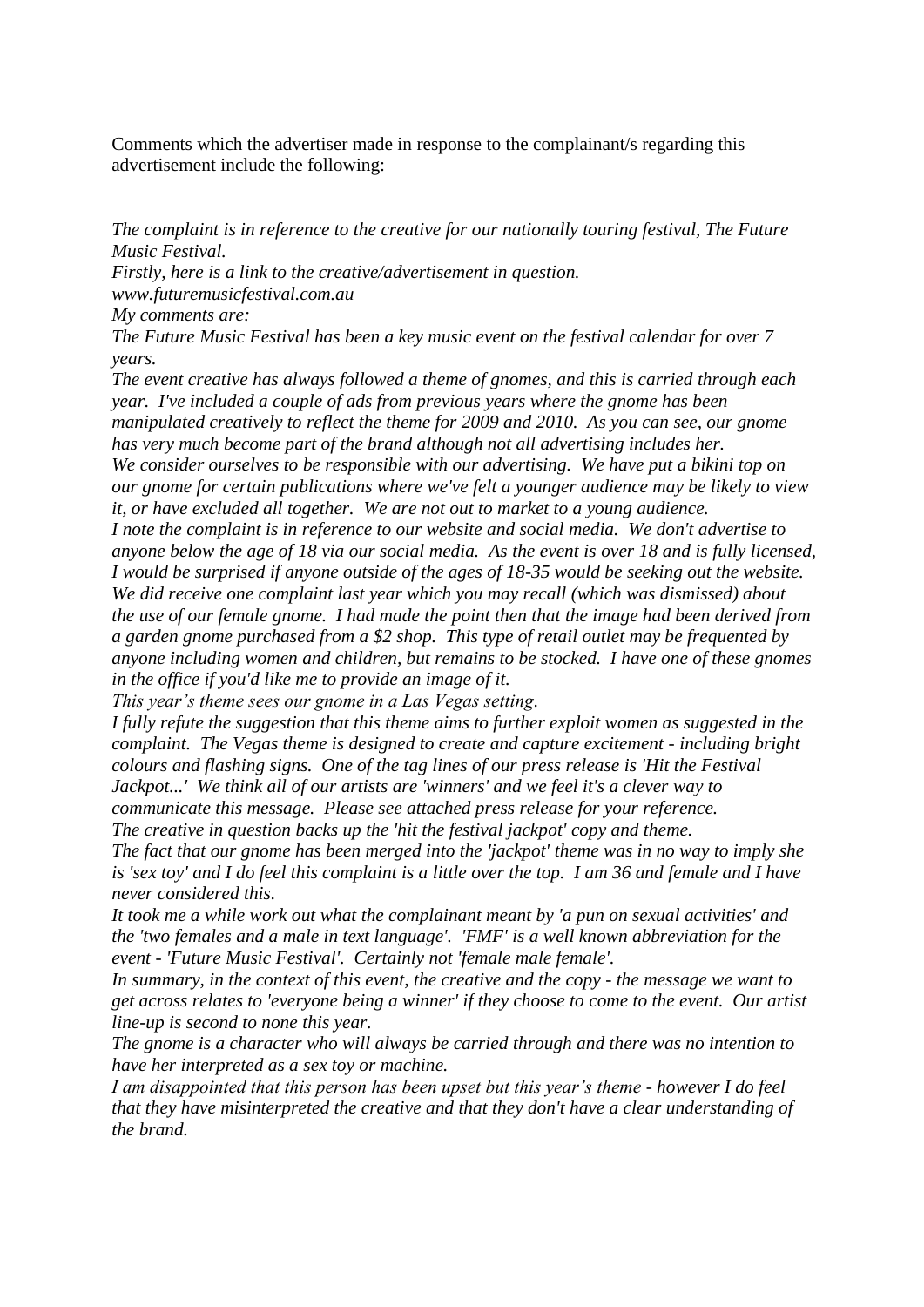Comments which the advertiser made in response to the complainant/s regarding this advertisement include the following:

*The complaint is in reference to the creative for our nationally touring festival, The Future Music Festival.*
*Firstly, here is a link to the creative/advertisement in question.*
*www.futuremusicfestival.com.au*
*My comments are:*
*The Future Music Festival has been a key music event on the festival calendar for over 7 years.*
*The event creative has always followed a theme of gnomes, and this is carried through each year. I've included a couple of ads from previous years where the gnome has been manipulated creatively to reflect the theme for 2009 and 2010. As you can see, our gnome has very much become part of the brand although not all advertising includes her.*
*We consider ourselves to be responsible with our advertising. We have put a bikini top on our gnome for certain publications where we've felt a younger audience may be likely to view it, or have excluded all together. We are not out to market to a young audience.*
*I note the complaint is in reference to our website and social media. We don't advertise to anyone below the age of 18 via our social media. As the event is over 18 and is fully licensed, I would be surprised if anyone outside of the ages of 18-35 would be seeking out the website.*
*We did receive one complaint last year which you may recall (which was dismissed) about the use of our female gnome. I had made the point then that the image had been derived from a garden gnome purchased from a $2 shop. This type of retail outlet may be frequented by anyone including women and children, but remains to be stocked. I have one of these gnomes in the office if you'd like me to provide an image of it.*
*This year's theme sees our gnome in a Las Vegas setting.*
*I fully refute the suggestion that this theme aims to further exploit women as suggested in the complaint. The Vegas theme is designed to create and capture excitement - including bright colours and flashing signs. One of the tag lines of our press release is 'Hit the Festival Jackpot...' We think all of our artists are 'winners' and we feel it's a clever way to communicate this message. Please see attached press release for your reference.*
*The creative in question backs up the 'hit the festival jackpot' copy and theme.*
*The fact that our gnome has been merged into the 'jackpot' theme was in no way to imply she is 'sex toy' and I do feel this complaint is a little over the top. I am 36 and female and I have never considered this.*
*It took me a while work out what the complainant meant by 'a pun on sexual activities' and the 'two females and a male in text language'. 'FMF' is a well known abbreviation for the event - 'Future Music Festival'. Certainly not 'female male female'.*
*In summary, in the context of this event, the creative and the copy - the message we want to get across relates to 'everyone being a winner' if they choose to come to the event. Our artist line-up is second to none this year.*
*The gnome is a character who will always be carried through and there was no intention to have her interpreted as a sex toy or machine.*
*I am disappointed that this person has been upset but this year's theme - however I do feel that they have misinterpreted the creative and that they don't have a clear understanding of the brand.*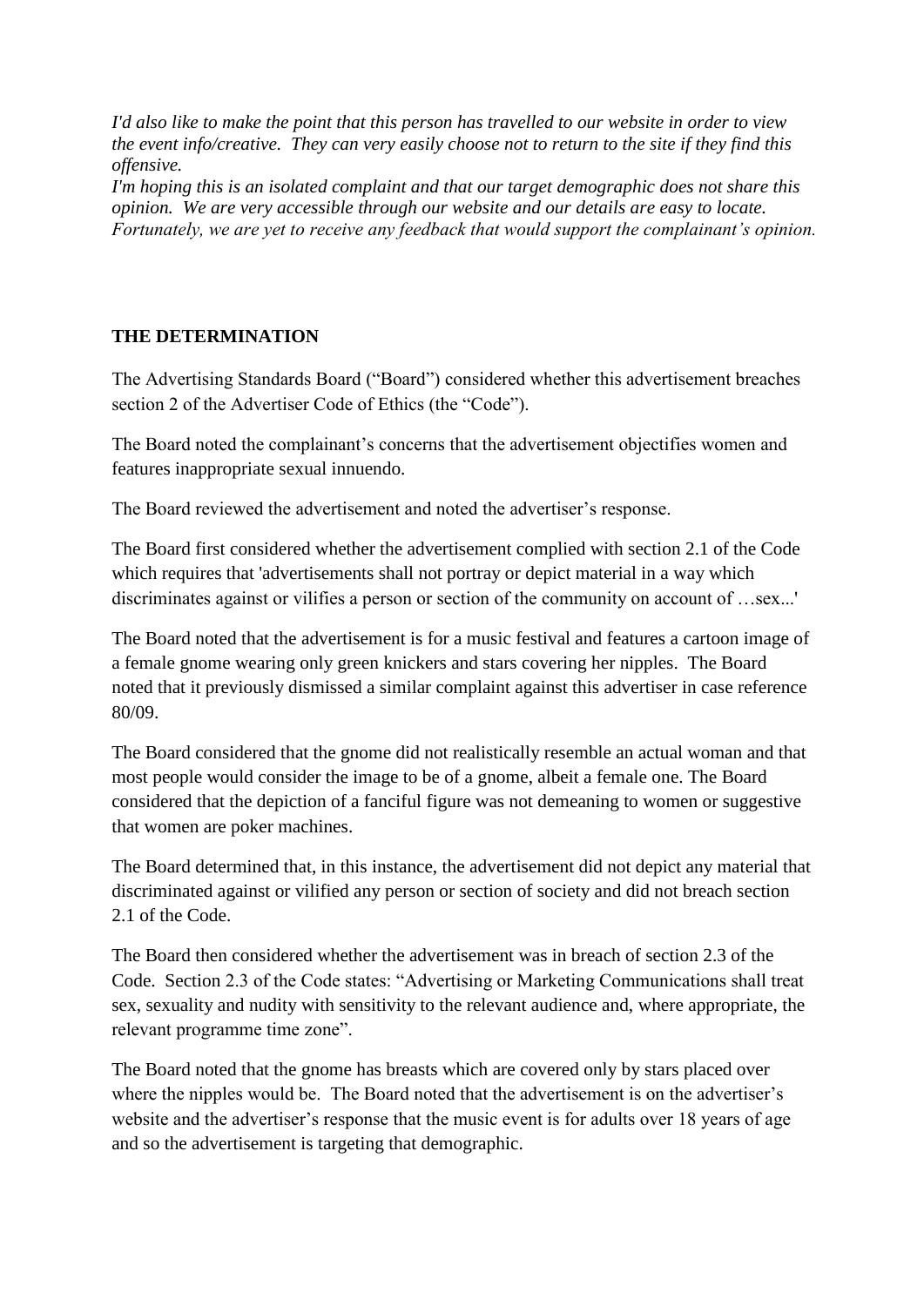*I'd also like to make the point that this person has travelled to our website in order to view the event info/creative. They can very easily choose not to return to the site if they find this offensive.*
*I'm hoping this is an isolated complaint and that our target demographic does not share this opinion. We are very accessible through our website and our details are easy to locate. Fortunately, we are yet to receive any feedback that would support the complainant's opinion.*

**THE DETERMINATION**

The Advertising Standards Board ("Board") considered whether this advertisement breaches section 2 of the Advertiser Code of Ethics (the "Code").

The Board noted the complainant's concerns that the advertisement objectifies women and features inappropriate sexual innuendo.

The Board reviewed the advertisement and noted the advertiser's response.

The Board first considered whether the advertisement complied with section 2.1 of the Code which requires that 'advertisements shall not portray or depict material in a way which discriminates against or vilifies a person or section of the community on account of …sex...'

The Board noted that the advertisement is for a music festival and features a cartoon image of a female gnome wearing only green knickers and stars covering her nipples. The Board noted that it previously dismissed a similar complaint against this advertiser in case reference 80/09.

The Board considered that the gnome did not realistically resemble an actual woman and that most people would consider the image to be of a gnome, albeit a female one. The Board considered that the depiction of a fanciful figure was not demeaning to women or suggestive that women are poker machines.

The Board determined that, in this instance, the advertisement did not depict any material that discriminated against or vilified any person or section of society and did not breach section 2.1 of the Code.

The Board then considered whether the advertisement was in breach of section 2.3 of the Code. Section 2.3 of the Code states: "Advertising or Marketing Communications shall treat sex, sexuality and nudity with sensitivity to the relevant audience and, where appropriate, the relevant programme time zone".

The Board noted that the gnome has breasts which are covered only by stars placed over where the nipples would be. The Board noted that the advertisement is on the advertiser's website and the advertiser's response that the music event is for adults over 18 years of age and so the advertisement is targeting that demographic.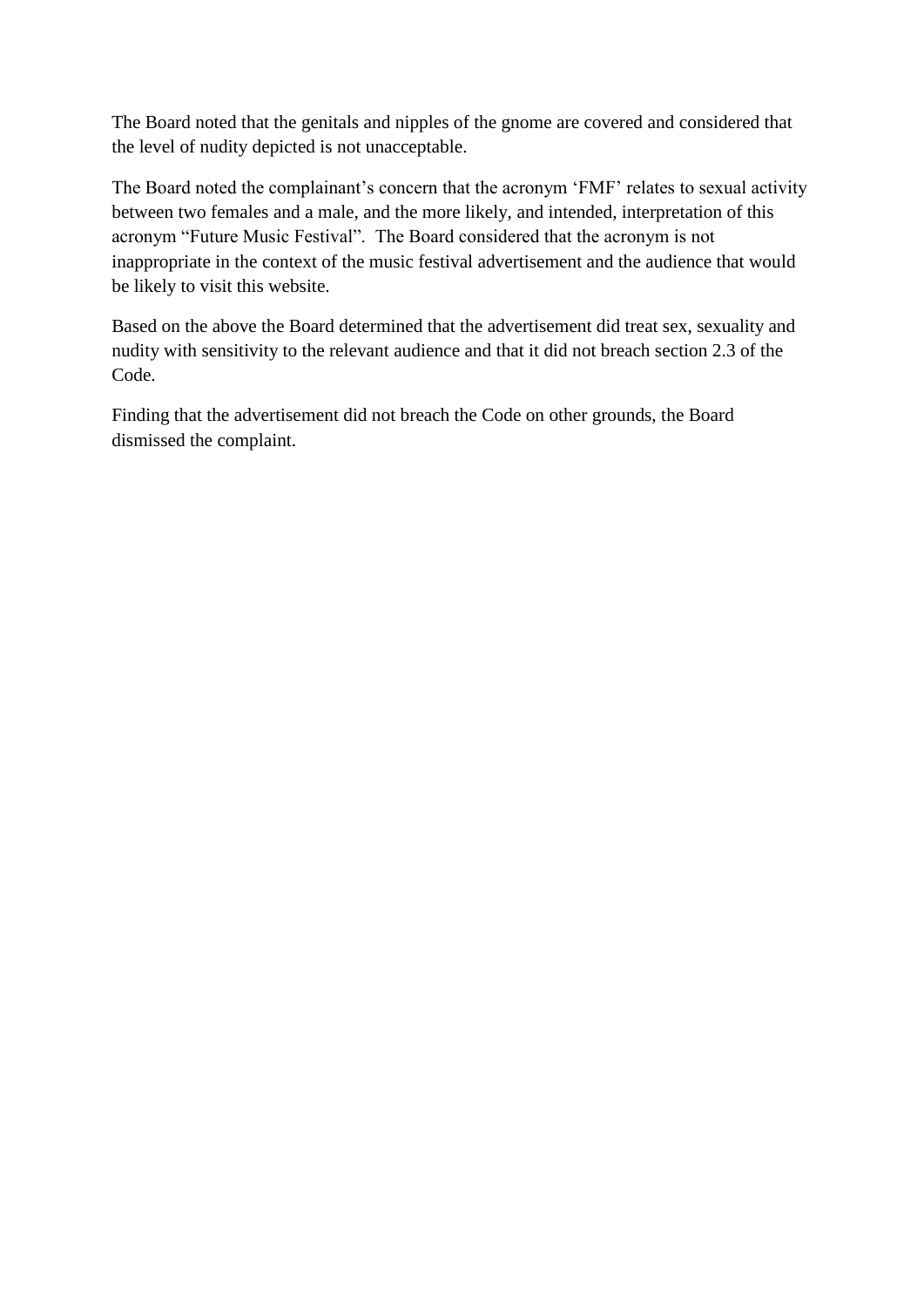The Board noted that the genitals and nipples of the gnome are covered and considered that the level of nudity depicted is not unacceptable.

The Board noted the complainant's concern that the acronym 'FMF' relates to sexual activity between two females and a male, and the more likely, and intended, interpretation of this acronym "Future Music Festival". The Board considered that the acronym is not inappropriate in the context of the music festival advertisement and the audience that would be likely to visit this website.

Based on the above the Board determined that the advertisement did treat sex, sexuality and nudity with sensitivity to the relevant audience and that it did not breach section 2.3 of the Code.

Finding that the advertisement did not breach the Code on other grounds, the Board dismissed the complaint.